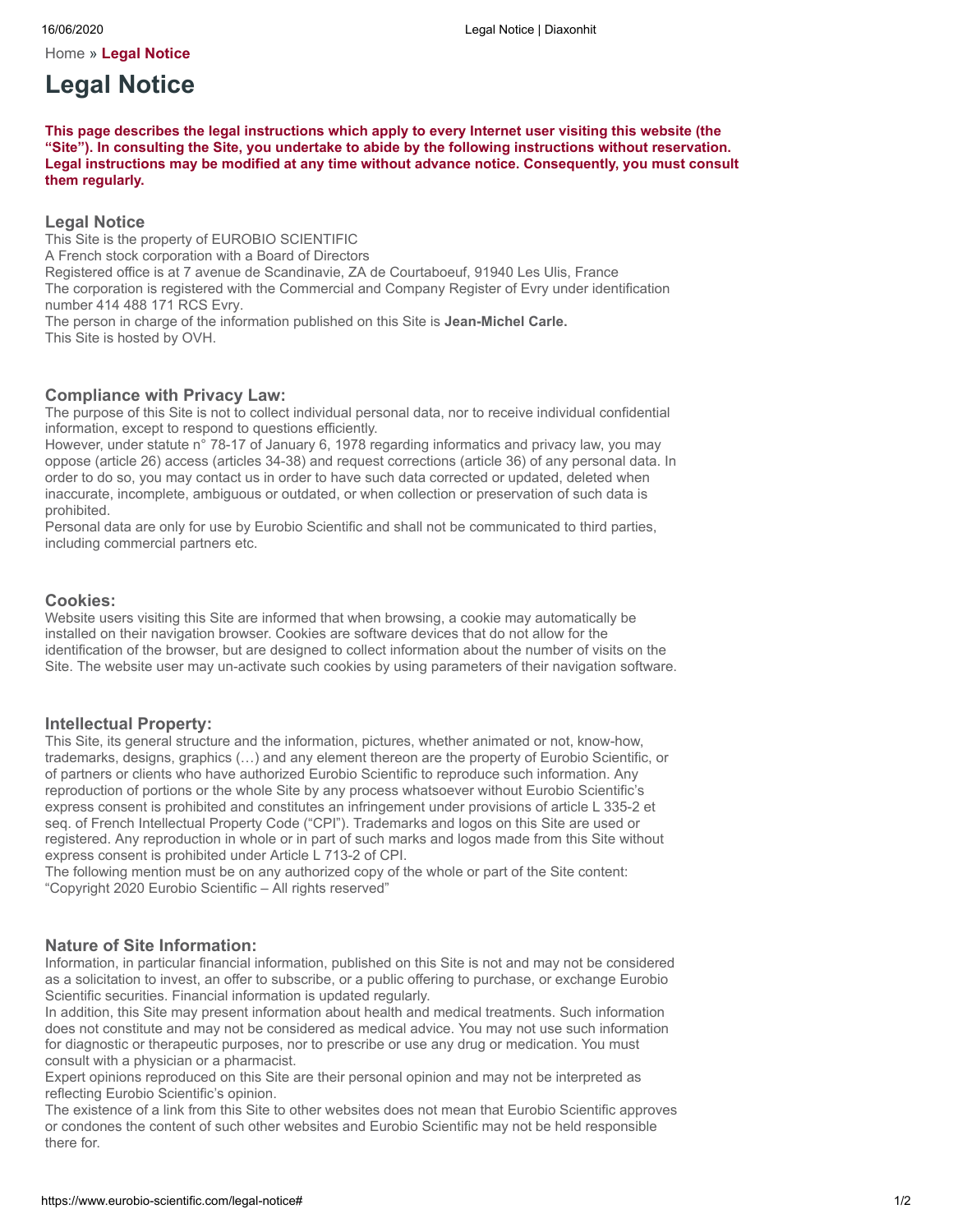Home » **Legal Notice**

# Legal Notice

**This page describes the legal instructions which apply to every Internet user visiting this website (the "Site"). In consulting the Site, you undertake to abide by the following instructions without reservation. Legal instructions may be modified at any time without advance notice. Consequently, you must consult them regularly.**

## Legal Notice

This Site is the property of EUROBIO SCIENTIFIC
A French stock corporation with a Board of Directors
Registered office is at 7 avenue de Scandinavie, ZA de Courtaboeuf, 91940 Les Ulis, France
The corporation is registered with the Commercial and Company Register of Evry under identification number 414 488 171 RCS Evry.
The person in charge of the information published on this Site is **Jean-Michel Carle.**
This Site is hosted by OVH.

## Compliance with Privacy Law:

The purpose of this Site is not to collect individual personal data, nor to receive individual confidential information, except to respond to questions efficiently.
However, under statute n° 78-17 of January 6, 1978 regarding informatics and privacy law, you may oppose (article 26) access (articles 34-38) and request corrections (article 36) of any personal data. In order to do so, you may contact us in order to have such data corrected or updated, deleted when inaccurate, incomplete, ambiguous or outdated, or when collection or preservation of such data is prohibited.
Personal data are only for use by Eurobio Scientific and shall not be communicated to third parties, including commercial partners etc.

## Cookies:

Website users visiting this Site are informed that when browsing, a cookie may automatically be installed on their navigation browser. Cookies are software devices that do not allow for the identification of the browser, but are designed to collect information about the number of visits on the Site. The website user may un-activate such cookies by using parameters of their navigation software.

## Intellectual Property:

This Site, its general structure and the information, pictures, whether animated or not, know-how, trademarks, designs, graphics (…) and any element thereon are the property of Eurobio Scientific, or of partners or clients who have authorized Eurobio Scientific to reproduce such information. Any reproduction of portions or the whole Site by any process whatsoever without Eurobio Scientific's express consent is prohibited and constitutes an infringement under provisions of article L 335-2 et seq. of French Intellectual Property Code ("CPI"). Trademarks and logos on this Site are used or registered. Any reproduction in whole or in part of such marks and logos made from this Site without express consent is prohibited under Article L 713-2 of CPI.
The following mention must be on any authorized copy of the whole or part of the Site content: "Copyright 2020 Eurobio Scientific – All rights reserved"

## Nature of Site Information:

Information, in particular financial information, published on this Site is not and may not be considered as a solicitation to invest, an offer to subscribe, or a public offering to purchase, or exchange Eurobio Scientific securities. Financial information is updated regularly.
In addition, this Site may present information about health and medical treatments. Such information does not constitute and may not be considered as medical advice. You may not use such information for diagnostic or therapeutic purposes, nor to prescribe or use any drug or medication. You must consult with a physician or a pharmacist.
Expert opinions reproduced on this Site are their personal opinion and may not be interpreted as reflecting Eurobio Scientific's opinion.
The existence of a link from this Site to other websites does not mean that Eurobio Scientific approves or condones the content of such other websites and Eurobio Scientific may not be held responsible there for.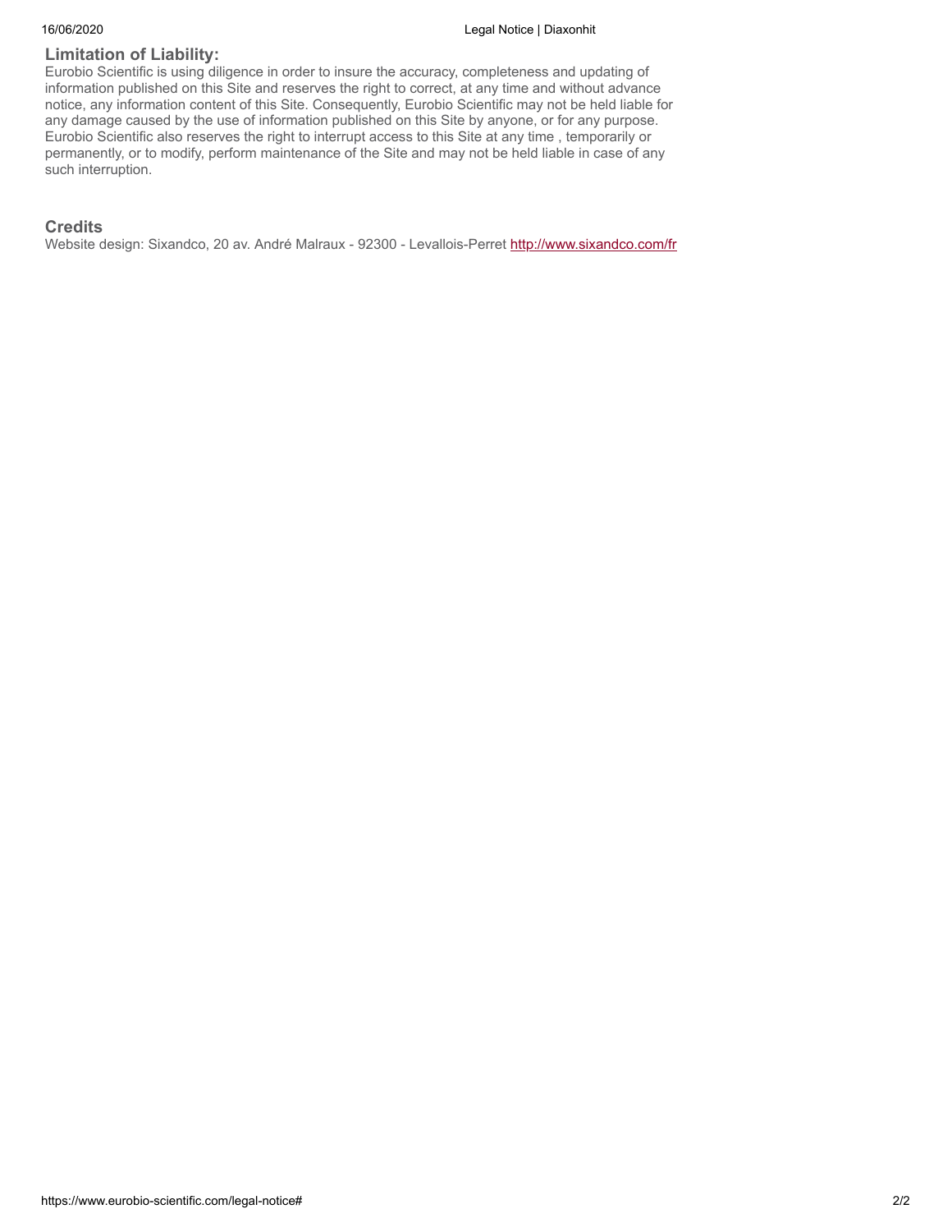## Limitation of Liability:

Eurobio Scientific is using diligence in order to insure the accuracy, completeness and updating of information published on this Site and reserves the right to correct, at any time and without advance notice, any information content of this Site. Consequently, Eurobio Scientific may not be held liable for any damage caused by the use of information published on this Site by anyone, or for any purpose. Eurobio Scientific also reserves the right to interrupt access to this Site at any time , temporarily or permanently, or to modify, perform maintenance of the Site and may not be held liable in case of any such interruption.

## Credits

Website design: Sixandco, 20 av. André Malraux - 92300 - Levallois-Perret http://www.sixandco.com/fr